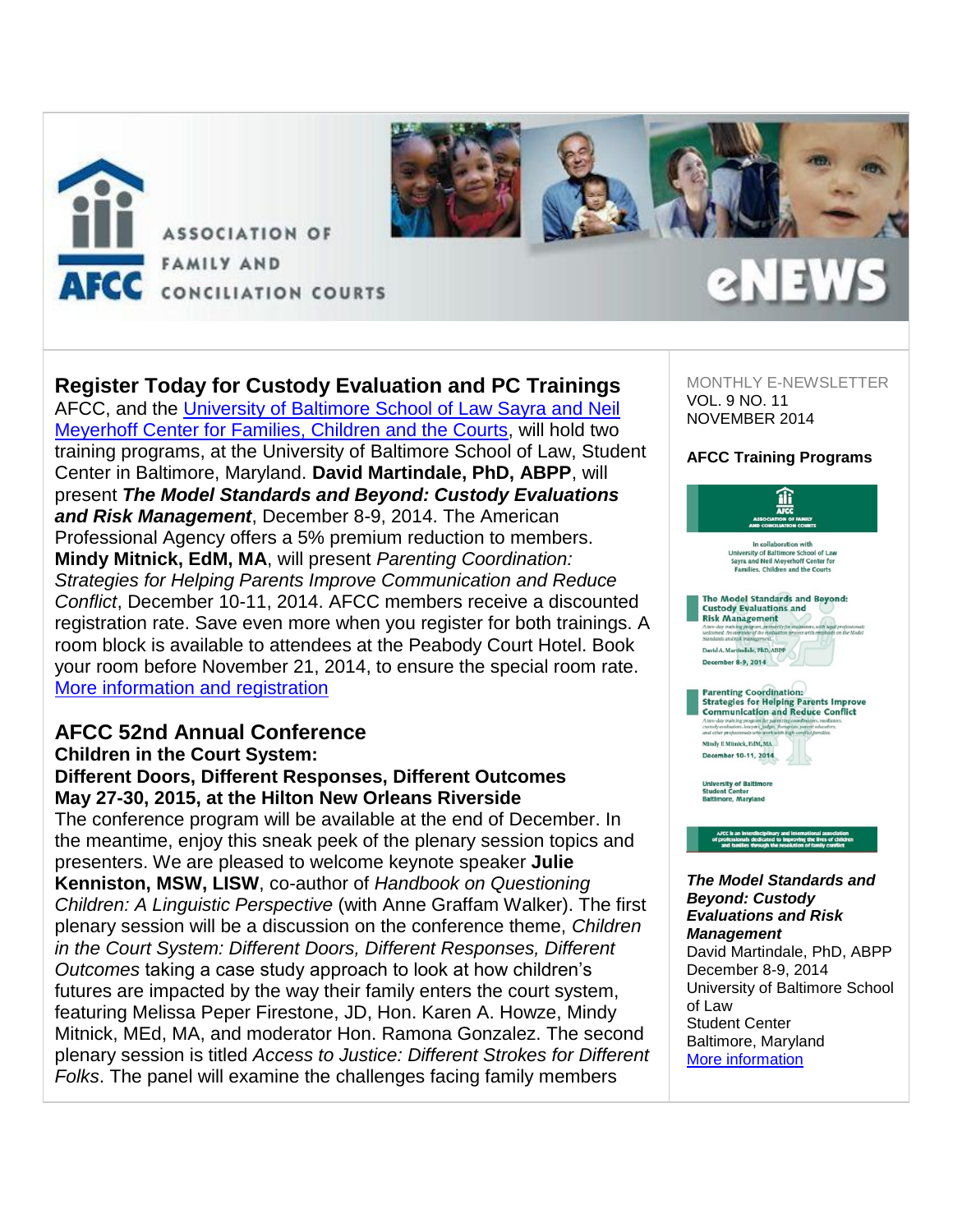ASSOCIATION OF FAMILY AND CONCILIATION COURTS

AFCC

eNEWS

## Register Today for Custody Evaluation and PC Trainings

AFCC, and the [University of Baltimore School of Law Sayra and Neil Meyerhoff Center for Families, Children and the Courts](), will hold two training programs, at the University of Baltimore School of Law, Student Center in Baltimore, Maryland. **David Martindale, PhD, ABPP**, will present ***The Model Standards and Beyond: Custody Evaluations and Risk Management***, December 8-9, 2014. The American Professional Agency offers a 5% premium reduction to members. **Mindy Mitnick, EdM, MA**, will present *Parenting Coordination: Strategies for Helping Parents Improve Communication and Reduce Conflict*, December 10-11, 2014. AFCC members receive a discounted registration rate. Save even more when you register for both trainings. A room block is available to attendees at the Peabody Court Hotel. Book your room before November 21, 2014, to ensure the special room rate. [More information and registration]()

## AFCC 52nd Annual Conference

**Children in the Court System:**
**Different Doors, Different Responses, Different Outcomes**
**May 27-30, 2015, at the Hilton New Orleans Riverside**

The conference program will be available at the end of December. In the meantime, enjoy this sneak peek of the plenary session topics and presenters. We are pleased to welcome keynote speaker **Julie Kenniston, MSW, LISW**, co-author of *Handbook on Questioning Children: A Linguistic Perspective* (with Anne Graffam Walker). The first plenary session will be a discussion on the conference theme, *Children in the Court System: Different Doors, Different Responses, Different Outcomes* taking a case study approach to look at how children's futures are impacted by the way their family enters the court system, featuring Melissa Peper Firestone, JD, Hon. Karen A. Howze, Mindy Mitnick, MEd, MA, and moderator Hon. Ramona Gonzalez. The second plenary session is titled *Access to Justice: Different Strokes for Different Folks*. The panel will examine the challenges facing family members

MONTHLY E-NEWSLETTER
VOL. 9 NO. 11
NOVEMBER 2014

**AFCC Training Programs**

AFCC
ASSOCIATION OF FAMILY AND CONCILIATION COURTS

In collaboration with
University of Baltimore School of Law
Sayra and Neil Meyerhoff Center for
Families, Children and the Courts

The Model Standards and Beyond:
Custody Evaluations and
Risk Management

David A. Martindale, PhD, ABPP
December 8-9, 2014

Parenting Coordination:
Strategies for Helping Parents Improve
Communication and Reduce Conflict

Mindy F. Mitnick, EdM, MA
December 10-11, 2014

University of Baltimore
Student Center
Baltimore, Maryland

AFCC is an interdisciplinary and international association of professionals dedicated to improving the lives of children and families through the resolution of family conflict

***The Model Standards and Beyond: Custody Evaluations and Risk Management***
David Martindale, PhD, ABPP
December 8-9, 2014
University of Baltimore School of Law
Student Center
Baltimore, Maryland
[More information]()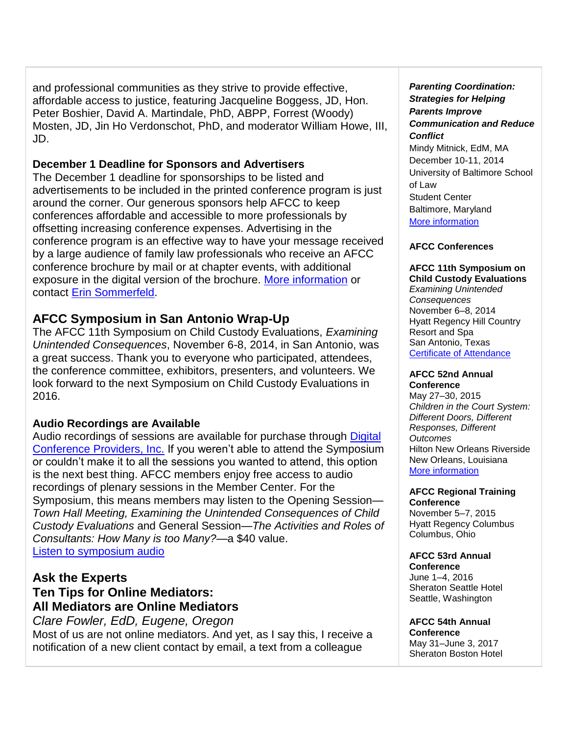and professional communities as they strive to provide effective, affordable access to justice, featuring Jacqueline Boggess, JD, Hon. Peter Boshier, David A. Martindale, PhD, ABPP, Forrest (Woody) Mosten, JD, Jin Ho Verdonschot, PhD, and moderator William Howe, III, JD.

### December 1 Deadline for Sponsors and Advertisers

The December 1 deadline for sponsorships to be listed and advertisements to be included in the printed conference program is just around the corner. Our generous sponsors help AFCC to keep conferences affordable and accessible to more professionals by offsetting increasing conference expenses. Advertising in the conference program is an effective way to have your message received by a large audience of family law professionals who receive an AFCC conference brochure by mail or at chapter events, with additional exposure in the digital version of the brochure. More information or contact Erin Sommerfeld.

## AFCC Symposium in San Antonio Wrap-Up

The AFCC 11th Symposium on Child Custody Evaluations, *Examining Unintended Consequences*, November 6-8, 2014, in San Antonio, was a great success. Thank you to everyone who participated, attendees, the conference committee, exhibitors, presenters, and volunteers. We look forward to the next Symposium on Child Custody Evaluations in 2016.

### Audio Recordings are Available

Audio recordings of sessions are available for purchase through Digital Conference Providers, Inc. If you weren't able to attend the Symposium or couldn't make it to all the sessions you wanted to attend, this option is the next best thing. AFCC members enjoy free access to audio recordings of plenary sessions in the Member Center. For the Symposium, this means members may listen to the Opening Session—*Town Hall Meeting, Examining the Unintended Consequences of Child Custody Evaluations* and General Session—*The Activities and Roles of Consultants: How Many is too Many?*—a $40 value.
Listen to symposium audio

## Ask the Experts
## Ten Tips for Online Mediators: All Mediators are Online Mediators

*Clare Fowler, EdD, Eugene, Oregon*

Most of us are not online mediators. And yet, as I say this, I receive a notification of a new client contact by email, a text from a colleague

***Parenting Coordination: Strategies for Helping Parents Improve Communication and Reduce Conflict***
Mindy Mitnick, EdM, MA
December 10-11, 2014
University of Baltimore School of Law
Student Center
Baltimore, Maryland
More information

**AFCC Conferences**

**AFCC 11th Symposium on Child Custody Evaluations**
*Examining Unintended Consequences*
November 6–8, 2014
Hyatt Regency Hill Country Resort and Spa
San Antonio, Texas
Certificate of Attendance

**AFCC 52nd Annual Conference**
May 27–30, 2015
*Children in the Court System: Different Doors, Different Responses, Different Outcomes*
Hilton New Orleans Riverside
New Orleans, Louisiana
More information

**AFCC Regional Training Conference**
November 5–7, 2015
Hyatt Regency Columbus
Columbus, Ohio

**AFCC 53rd Annual Conference**
June 1–4, 2016
Sheraton Seattle Hotel
Seattle, Washington

**AFCC 54th Annual Conference**
May 31–June 3, 2017
Sheraton Boston Hotel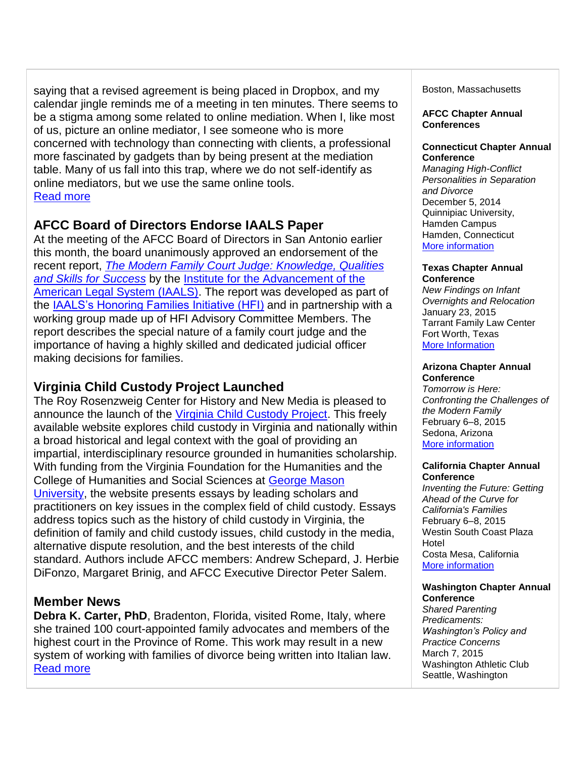saying that a revised agreement is being placed in Dropbox, and my calendar jingle reminds me of a meeting in ten minutes. There seems to be a stigma among some related to online mediation. When I, like most of us, picture an online mediator, I see someone who is more concerned with technology than connecting with clients, a professional more fascinated by gadgets than by being present at the mediation table. Many of us fall into this trap, where we do not self-identify as online mediators, but we use the same online tools.
Read more

## AFCC Board of Directors Endorse IAALS Paper

At the meeting of the AFCC Board of Directors in San Antonio earlier this month, the board unanimously approved an endorsement of the recent report, *The Modern Family Court Judge: Knowledge, Qualities and Skills for Success* by the Institute for the Advancement of the American Legal System (IAALS). The report was developed as part of the IAALS's Honoring Families Initiative (HFI) and in partnership with a working group made up of HFI Advisory Committee Members. The report describes the special nature of a family court judge and the importance of having a highly skilled and dedicated judicial officer making decisions for families.

## Virginia Child Custody Project Launched

The Roy Rosenzweig Center for History and New Media is pleased to announce the launch of the Virginia Child Custody Project. This freely available website explores child custody in Virginia and nationally within a broad historical and legal context with the goal of providing an impartial, interdisciplinary resource grounded in humanities scholarship. With funding from the Virginia Foundation for the Humanities and the College of Humanities and Social Sciences at George Mason University, the website presents essays by leading scholars and practitioners on key issues in the complex field of child custody. Essays address topics such as the history of child custody in Virginia, the definition of family and child custody issues, child custody in the media, alternative dispute resolution, and the best interests of the child standard. Authors include AFCC members: Andrew Schepard, J. Herbie DiFonzo, Margaret Brinig, and AFCC Executive Director Peter Salem.

## Member News

**Debra K. Carter, PhD**, Bradenton, Florida, visited Rome, Italy, where she trained 100 court-appointed family advocates and members of the highest court in the Province of Rome. This work may result in a new system of working with families of divorce being written into Italian law.
Read more

Boston, Massachusetts

**AFCC Chapter Annual Conferences**

**Connecticut Chapter Annual Conference**
*Managing High-Conflict Personalities in Separation and Divorce*
December 5, 2014
Quinnipiac University, Hamden Campus
Hamden, Connecticut
More information

**Texas Chapter Annual Conference**
*New Findings on Infant Overnights and Relocation*
January 23, 2015
Tarrant Family Law Center
Fort Worth, Texas
More Information

**Arizona Chapter Annual Conference**
*Tomorrow is Here: Confronting the Challenges of the Modern Family*
February 6–8, 2015
Sedona, Arizona
More information

**California Chapter Annual Conference**
*Inventing the Future: Getting Ahead of the Curve for California's Families*
February 6–8, 2015
Westin South Coast Plaza Hotel
Costa Mesa, California
More information

**Washington Chapter Annual Conference**
*Shared Parenting Predicaments: Washington's Policy and Practice Concerns*
March 7, 2015
Washington Athletic Club
Seattle, Washington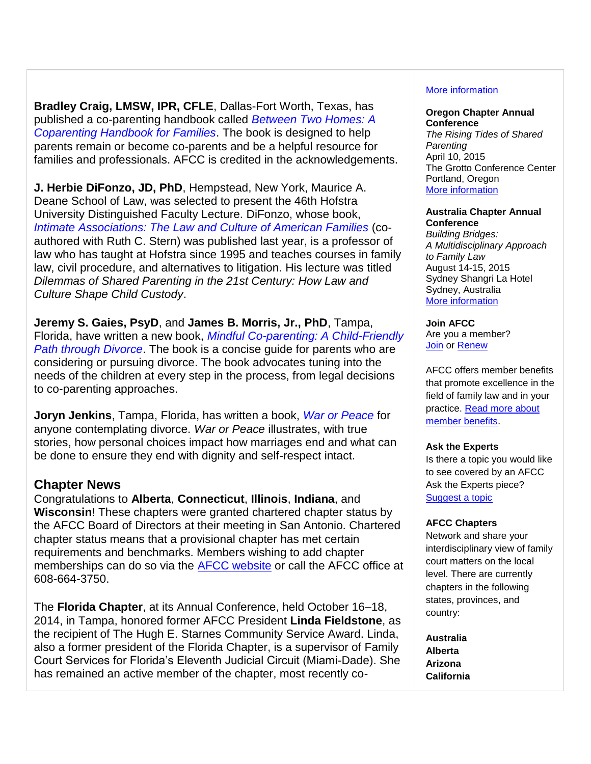**Bradley Craig, LMSW, IPR, CFLE**, Dallas-Fort Worth, Texas, has published a co-parenting handbook called *Between Two Homes: A Coparenting Handbook for Families*. The book is designed to help parents remain or become co-parents and be a helpful resource for families and professionals. AFCC is credited in the acknowledgements.

**J. Herbie DiFonzo, JD, PhD**, Hempstead, New York, Maurice A. Deane School of Law, was selected to present the 46th Hofstra University Distinguished Faculty Lecture. DiFonzo, whose book, *Intimate Associations: The Law and Culture of American Families* (co-authored with Ruth C. Stern) was published last year, is a professor of law who has taught at Hofstra since 1995 and teaches courses in family law, civil procedure, and alternatives to litigation. His lecture was titled *Dilemmas of Shared Parenting in the 21st Century: How Law and Culture Shape Child Custody*.

**Jeremy S. Gaies, PsyD**, and **James B. Morris, Jr., PhD**, Tampa, Florida, have written a new book, *Mindful Co-parenting: A Child-Friendly Path through Divorce*. The book is a concise guide for parents who are considering or pursuing divorce. The book advocates tuning into the needs of the children at every step in the process, from legal decisions to co-parenting approaches.

**Joryn Jenkins**, Tampa, Florida, has written a book, *War or Peace* for anyone contemplating divorce. *War or Peace* illustrates, with true stories, how personal choices impact how marriages end and what can be done to ensure they end with dignity and self-respect intact.

## Chapter News

Congratulations to **Alberta**, **Connecticut**, **Illinois**, **Indiana**, and **Wisconsin**! These chapters were granted chartered chapter status by the AFCC Board of Directors at their meeting in San Antonio. Chartered chapter status means that a provisional chapter has met certain requirements and benchmarks. Members wishing to add chapter memberships can do so via the AFCC website or call the AFCC office at 608-664-3750.

The **Florida Chapter**, at its Annual Conference, held October 16–18, 2014, in Tampa, honored former AFCC President **Linda Fieldstone**, as the recipient of The Hugh E. Starnes Community Service Award. Linda, also a former president of the Florida Chapter, is a supervisor of Family Court Services for Florida's Eleventh Judicial Circuit (Miami-Dade). She has remained an active member of the chapter, most recently co-

More information

**Oregon Chapter Annual Conference**
*The Rising Tides of Shared Parenting*
April 10, 2015
The Grotto Conference Center
Portland, Oregon
More information

**Australia Chapter Annual Conference**
*Building Bridges: A Multidisciplinary Approach to Family Law*
August 14-15, 2015
Sydney Shangri La Hotel
Sydney, Australia
More information

**Join AFCC**
Are you a member?
Join or Renew

AFCC offers member benefits that promote excellence in the field of family law and in your practice. Read more about member benefits.

**Ask the Experts**
Is there a topic you would like to see covered by an AFCC Ask the Experts piece?
Suggest a topic

**AFCC Chapters**
Network and share your interdisciplinary view of family court matters on the local level. There are currently chapters in the following states, provinces, and country:

**Australia**
**Alberta**
**Arizona**
**California**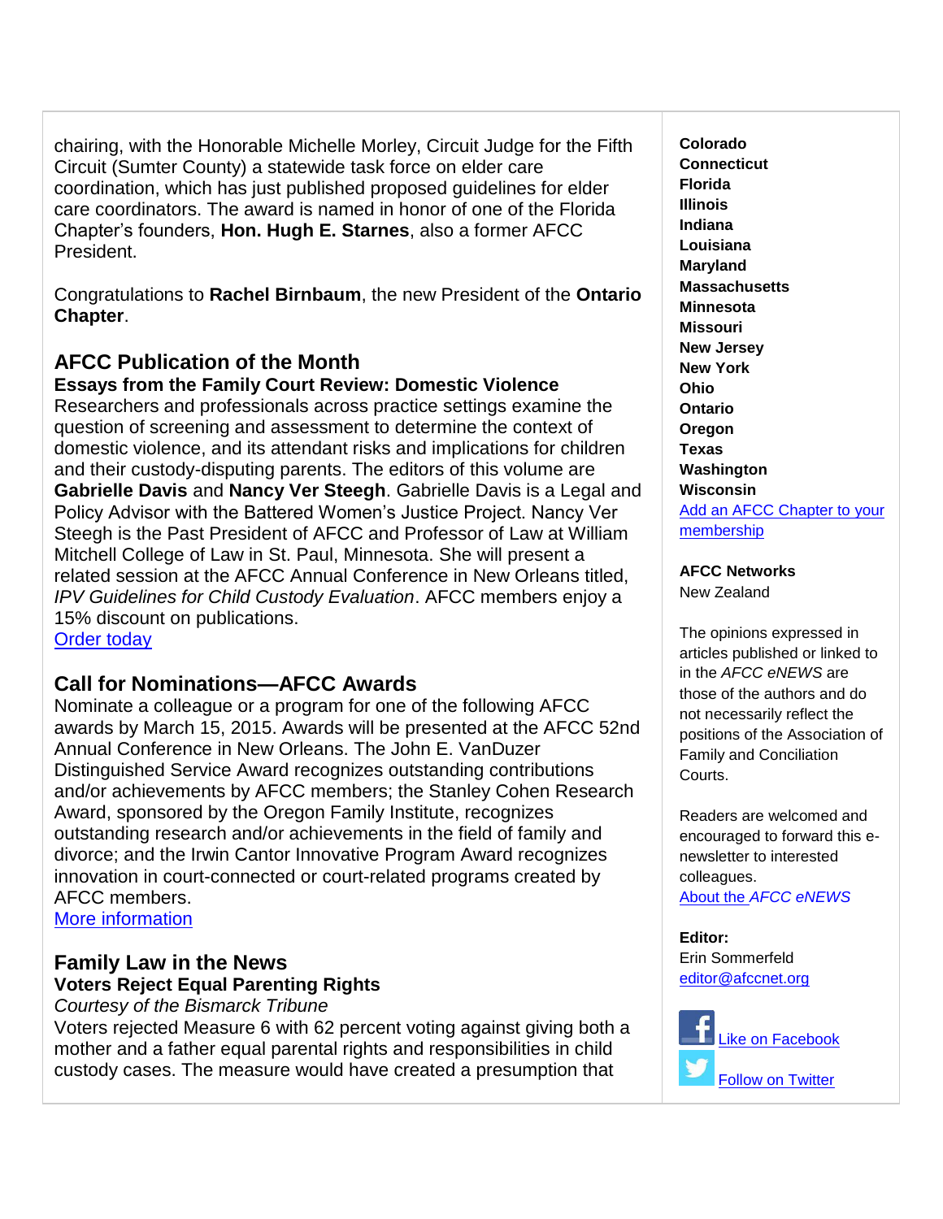chairing, with the Honorable Michelle Morley, Circuit Judge for the Fifth Circuit (Sumter County) a statewide task force on elder care coordination, which has just published proposed guidelines for elder care coordinators. The award is named in honor of one of the Florida Chapter's founders, **Hon. Hugh E. Starnes**, also a former AFCC President.

Congratulations to **Rachel Birnbaum**, the new President of the **Ontario Chapter**.

## AFCC Publication of the Month

**Essays from the Family Court Review: Domestic Violence**

Researchers and professionals across practice settings examine the question of screening and assessment to determine the context of domestic violence, and its attendant risks and implications for children and their custody-disputing parents. The editors of this volume are **Gabrielle Davis** and **Nancy Ver Steegh**. Gabrielle Davis is a Legal and Policy Advisor with the Battered Women's Justice Project. Nancy Ver Steegh is the Past President of AFCC and Professor of Law at William Mitchell College of Law in St. Paul, Minnesota. She will present a related session at the AFCC Annual Conference in New Orleans titled, *IPV Guidelines for Child Custody Evaluation*. AFCC members enjoy a 15% discount on publications.

Order today

## Call for Nominations—AFCC Awards

Nominate a colleague or a program for one of the following AFCC awards by March 15, 2015. Awards will be presented at the AFCC 52nd Annual Conference in New Orleans. The John E. VanDuzer Distinguished Service Award recognizes outstanding contributions and/or achievements by AFCC members; the Stanley Cohen Research Award, sponsored by the Oregon Family Institute, recognizes outstanding research and/or achievements in the field of family and divorce; and the Irwin Cantor Innovative Program Award recognizes innovation in court-connected or court-related programs created by AFCC members.

More information

## Family Law in the News

**Voters Reject Equal Parenting Rights**

*Courtesy of the Bismarck Tribune*

Voters rejected Measure 6 with 62 percent voting against giving both a mother and a father equal parental rights and responsibilities in child custody cases. The measure would have created a presumption that

**Colorado**
**Connecticut**
**Florida**
**Illinois**
**Indiana**
**Louisiana**
**Maryland**
**Massachusetts**
**Minnesota**
**Missouri**
**New Jersey**
**New York**
**Ohio**
**Ontario**
**Oregon**
**Texas**
**Washington**
**Wisconsin**

Add an AFCC Chapter to your membership

**AFCC Networks**
New Zealand

The opinions expressed in articles published or linked to in the *AFCC eNEWS* are those of the authors and do not necessarily reflect the positions of the Association of Family and Conciliation Courts.

Readers are welcomed and encouraged to forward this e-newsletter to interested colleagues.

About the *AFCC eNEWS*

**Editor:**
Erin Sommerfeld
editor@afccnet.org

Like on Facebook

Follow on Twitter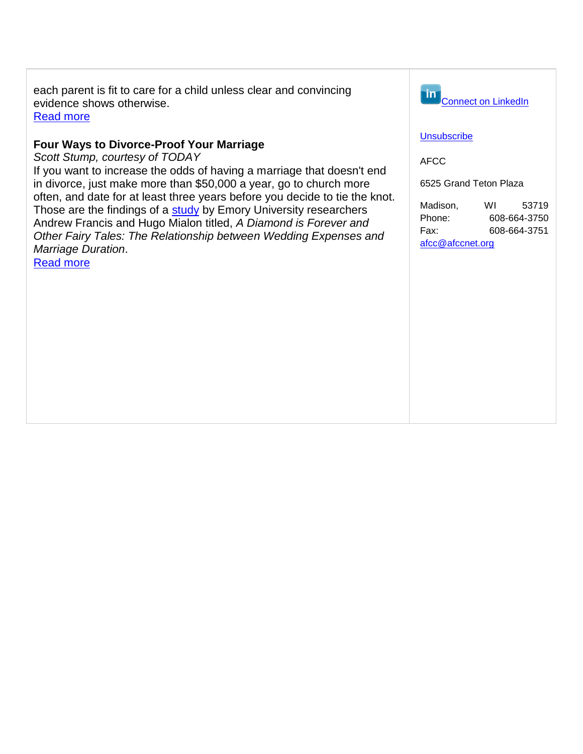each parent is fit to care for a child unless clear and convincing evidence shows otherwise.
Read more

**Four Ways to Divorce-Proof Your Marriage**
*Scott Stump, courtesy of TODAY*
If you want to increase the odds of having a marriage that doesn't end in divorce, just make more than $50,000 a year, go to church more often, and date for at least three years before you decide to tie the knot. Those are the findings of a study by Emory University researchers Andrew Francis and Hugo Mialon titled, *A Diamond is Forever and Other Fairy Tales: The Relationship between Wedding Expenses and Marriage Duration*.
Read more

Connect on LinkedIn

Unsubscribe

AFCC

6525 Grand Teton Plaza

Madison, WI 53719
Phone: 608-664-3750
Fax: 608-664-3751
afcc@afccnet.org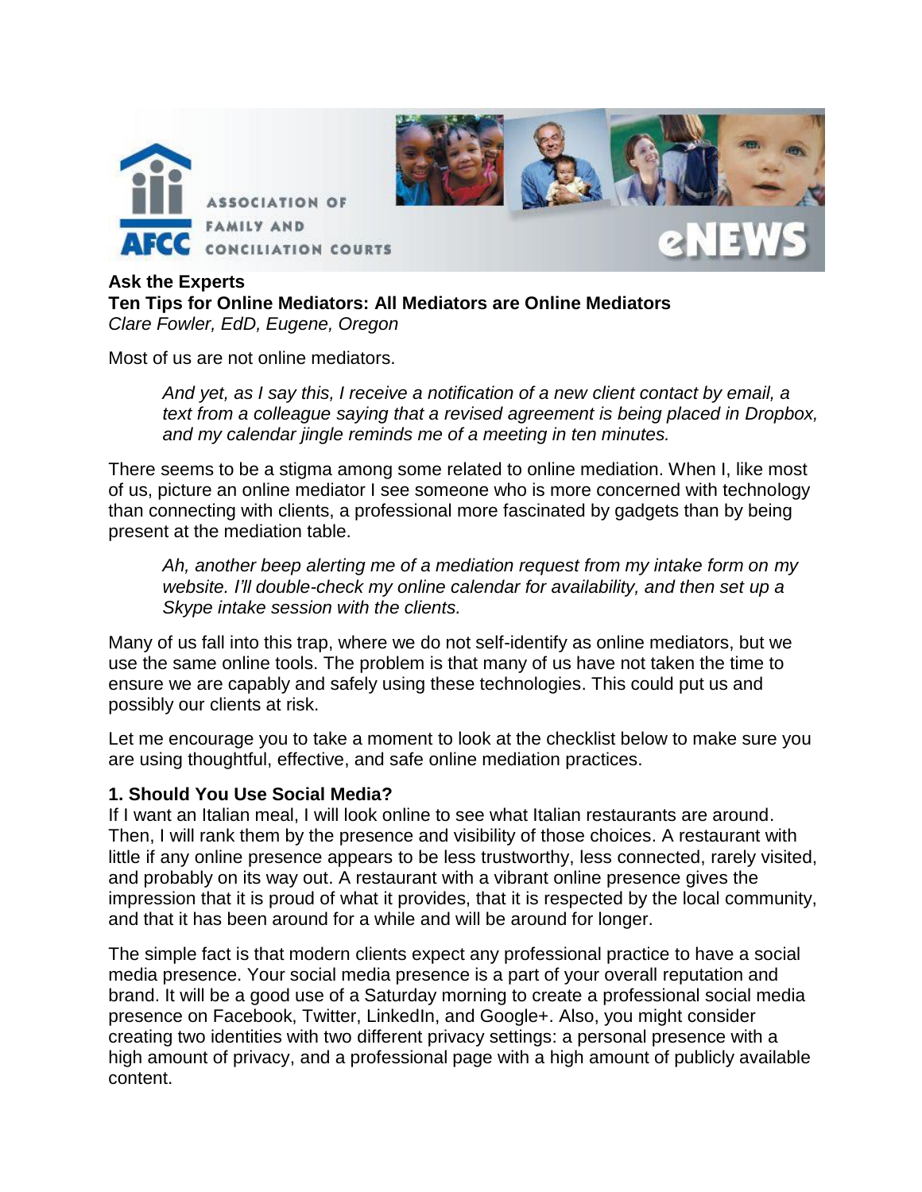**Ask the Experts**

## Ten Tips for Online Mediators: All Mediators are Online Mediators

*Clare Fowler, EdD, Eugene, Oregon*

Most of us are not online mediators.

> *And yet, as I say this, I receive a notification of a new client contact by email, a text from a colleague saying that a revised agreement is being placed in Dropbox, and my calendar jingle reminds me of a meeting in ten minutes.*

There seems to be a stigma among some related to online mediation. When I, like most of us, picture an online mediator I see someone who is more concerned with technology than connecting with clients, a professional more fascinated by gadgets than by being present at the mediation table.

> *Ah, another beep alerting me of a mediation request from my intake form on my website. I'll double-check my online calendar for availability, and then set up a Skype intake session with the clients.*

Many of us fall into this trap, where we do not self-identify as online mediators, but we use the same online tools. The problem is that many of us have not taken the time to ensure we are capably and safely using these technologies. This could put us and possibly our clients at risk.

Let me encourage you to take a moment to look at the checklist below to make sure you are using thoughtful, effective, and safe online mediation practices.

### 1. Should You Use Social Media?

If I want an Italian meal, I will look online to see what Italian restaurants are around. Then, I will rank them by the presence and visibility of those choices. A restaurant with little if any online presence appears to be less trustworthy, less connected, rarely visited, and probably on its way out. A restaurant with a vibrant online presence gives the impression that it is proud of what it provides, that it is respected by the local community, and that it has been around for a while and will be around for longer.

The simple fact is that modern clients expect any professional practice to have a social media presence. Your social media presence is a part of your overall reputation and brand. It will be a good use of a Saturday morning to create a professional social media presence on Facebook, Twitter, LinkedIn, and Google+. Also, you might consider creating two identities with two different privacy settings: a personal presence with a high amount of privacy, and a professional page with a high amount of publicly available content.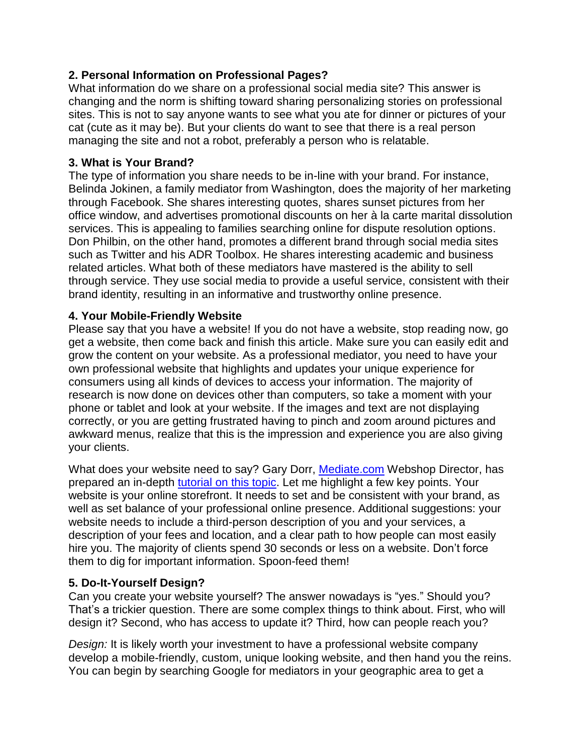### 2. Personal Information on Professional Pages?

What information do we share on a professional social media site? This answer is changing and the norm is shifting toward sharing personalizing stories on professional sites. This is not to say anyone wants to see what you ate for dinner or pictures of your cat (cute as it may be). But your clients do want to see that there is a real person managing the site and not a robot, preferably a person who is relatable.

### 3. What is Your Brand?

The type of information you share needs to be in-line with your brand. For instance, Belinda Jokinen, a family mediator from Washington, does the majority of her marketing through Facebook. She shares interesting quotes, shares sunset pictures from her office window, and advertises promotional discounts on her à la carte marital dissolution services. This is appealing to families searching online for dispute resolution options. Don Philbin, on the other hand, promotes a different brand through social media sites such as Twitter and his ADR Toolbox. He shares interesting academic and business related articles. What both of these mediators have mastered is the ability to sell through service. They use social media to provide a useful service, consistent with their brand identity, resulting in an informative and trustworthy online presence.

### 4. Your Mobile-Friendly Website

Please say that you have a website! If you do not have a website, stop reading now, go get a website, then come back and finish this article. Make sure you can easily edit and grow the content on your website. As a professional mediator, you need to have your own professional website that highlights and updates your unique experience for consumers using all kinds of devices to access your information. The majority of research is now done on devices other than computers, so take a moment with your phone or tablet and look at your website. If the images and text are not displaying correctly, or you are getting frustrated having to pinch and zoom around pictures and awkward menus, realize that this is the impression and experience you are also giving your clients.

What does your website need to say? Gary Dorr, Mediate.com Webshop Director, has prepared an in-depth tutorial on this topic. Let me highlight a few key points. Your website is your online storefront. It needs to set and be consistent with your brand, as well as set balance of your professional online presence. Additional suggestions: your website needs to include a third-person description of you and your services, a description of your fees and location, and a clear path to how people can most easily hire you. The majority of clients spend 30 seconds or less on a website. Don't force them to dig for important information. Spoon-feed them!

### 5. Do-It-Yourself Design?

Can you create your website yourself? The answer nowadays is "yes." Should you? That's a trickier question. There are some complex things to think about. First, who will design it? Second, who has access to update it? Third, how can people reach you?

*Design:* It is likely worth your investment to have a professional website company develop a mobile-friendly, custom, unique looking website, and then hand you the reins. You can begin by searching Google for mediators in your geographic area to get a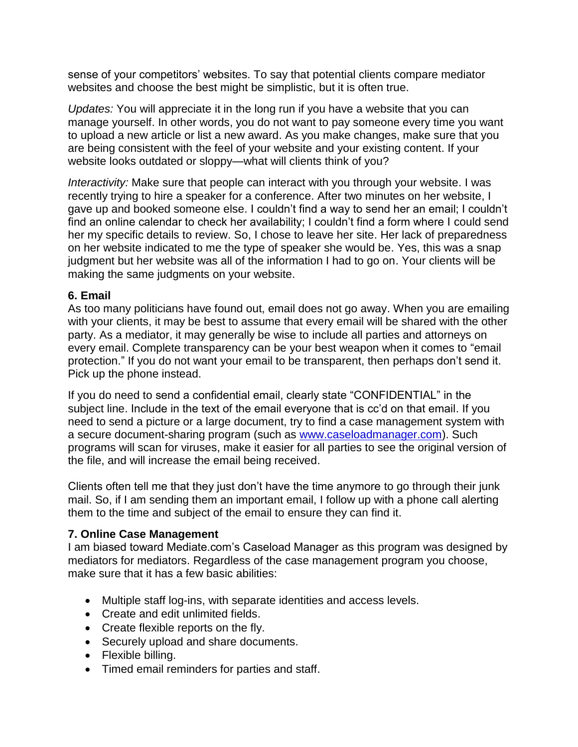sense of your competitors' websites. To say that potential clients compare mediator websites and choose the best might be simplistic, but it is often true.

*Updates:* You will appreciate it in the long run if you have a website that you can manage yourself. In other words, you do not want to pay someone every time you want to upload a new article or list a new award. As you make changes, make sure that you are being consistent with the feel of your website and your existing content. If your website looks outdated or sloppy—what will clients think of you?

*Interactivity:* Make sure that people can interact with you through your website. I was recently trying to hire a speaker for a conference. After two minutes on her website, I gave up and booked someone else. I couldn't find a way to send her an email; I couldn't find an online calendar to check her availability; I couldn't find a form where I could send her my specific details to review. So, I chose to leave her site. Her lack of preparedness on her website indicated to me the type of speaker she would be. Yes, this was a snap judgment but her website was all of the information I had to go on. Your clients will be making the same judgments on your website.

**6. Email**

As too many politicians have found out, email does not go away. When you are emailing with your clients, it may be best to assume that every email will be shared with the other party. As a mediator, it may generally be wise to include all parties and attorneys on every email. Complete transparency can be your best weapon when it comes to "email protection." If you do not want your email to be transparent, then perhaps don't send it. Pick up the phone instead.

If you do need to send a confidential email, clearly state "CONFIDENTIAL" in the subject line. Include in the text of the email everyone that is cc'd on that email. If you need to send a picture or a large document, try to find a case management system with a secure document-sharing program (such as [www.caseloadmanager.com](www.caseloadmanager.com)). Such programs will scan for viruses, make it easier for all parties to see the original version of the file, and will increase the email being received.

Clients often tell me that they just don't have the time anymore to go through their junk mail. So, if I am sending them an important email, I follow up with a phone call alerting them to the time and subject of the email to ensure they can find it.

**7. Online Case Management**

I am biased toward Mediate.com's Caseload Manager as this program was designed by mediators for mediators. Regardless of the case management program you choose, make sure that it has a few basic abilities:

- Multiple staff log-ins, with separate identities and access levels.
- Create and edit unlimited fields.
- Create flexible reports on the fly.
- Securely upload and share documents.
- Flexible billing.
- Timed email reminders for parties and staff.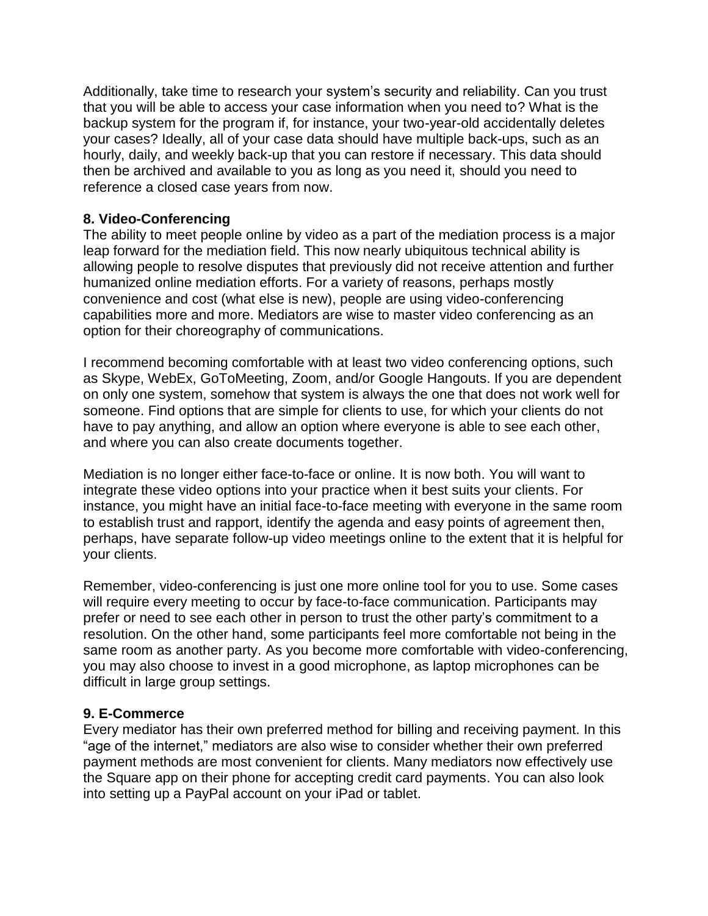Additionally, take time to research your system's security and reliability. Can you trust that you will be able to access your case information when you need to? What is the backup system for the program if, for instance, your two-year-old accidentally deletes your cases? Ideally, all of your case data should have multiple back-ups, such as an hourly, daily, and weekly back-up that you can restore if necessary. This data should then be archived and available to you as long as you need it, should you need to reference a closed case years from now.

**8. Video-Conferencing**

The ability to meet people online by video as a part of the mediation process is a major leap forward for the mediation field. This now nearly ubiquitous technical ability is allowing people to resolve disputes that previously did not receive attention and further humanized online mediation efforts. For a variety of reasons, perhaps mostly convenience and cost (what else is new), people are using video-conferencing capabilities more and more. Mediators are wise to master video conferencing as an option for their choreography of communications.

I recommend becoming comfortable with at least two video conferencing options, such as Skype, WebEx, GoToMeeting, Zoom, and/or Google Hangouts. If you are dependent on only one system, somehow that system is always the one that does not work well for someone. Find options that are simple for clients to use, for which your clients do not have to pay anything, and allow an option where everyone is able to see each other, and where you can also create documents together.

Mediation is no longer either face-to-face or online. It is now both. You will want to integrate these video options into your practice when it best suits your clients. For instance, you might have an initial face-to-face meeting with everyone in the same room to establish trust and rapport, identify the agenda and easy points of agreement then, perhaps, have separate follow-up video meetings online to the extent that it is helpful for your clients.

Remember, video-conferencing is just one more online tool for you to use. Some cases will require every meeting to occur by face-to-face communication. Participants may prefer or need to see each other in person to trust the other party's commitment to a resolution. On the other hand, some participants feel more comfortable not being in the same room as another party. As you become more comfortable with video-conferencing, you may also choose to invest in a good microphone, as laptop microphones can be difficult in large group settings.

**9. E-Commerce**

Every mediator has their own preferred method for billing and receiving payment. In this "age of the internet," mediators are also wise to consider whether their own preferred payment methods are most convenient for clients. Many mediators now effectively use the Square app on their phone for accepting credit card payments. You can also look into setting up a PayPal account on your iPad or tablet.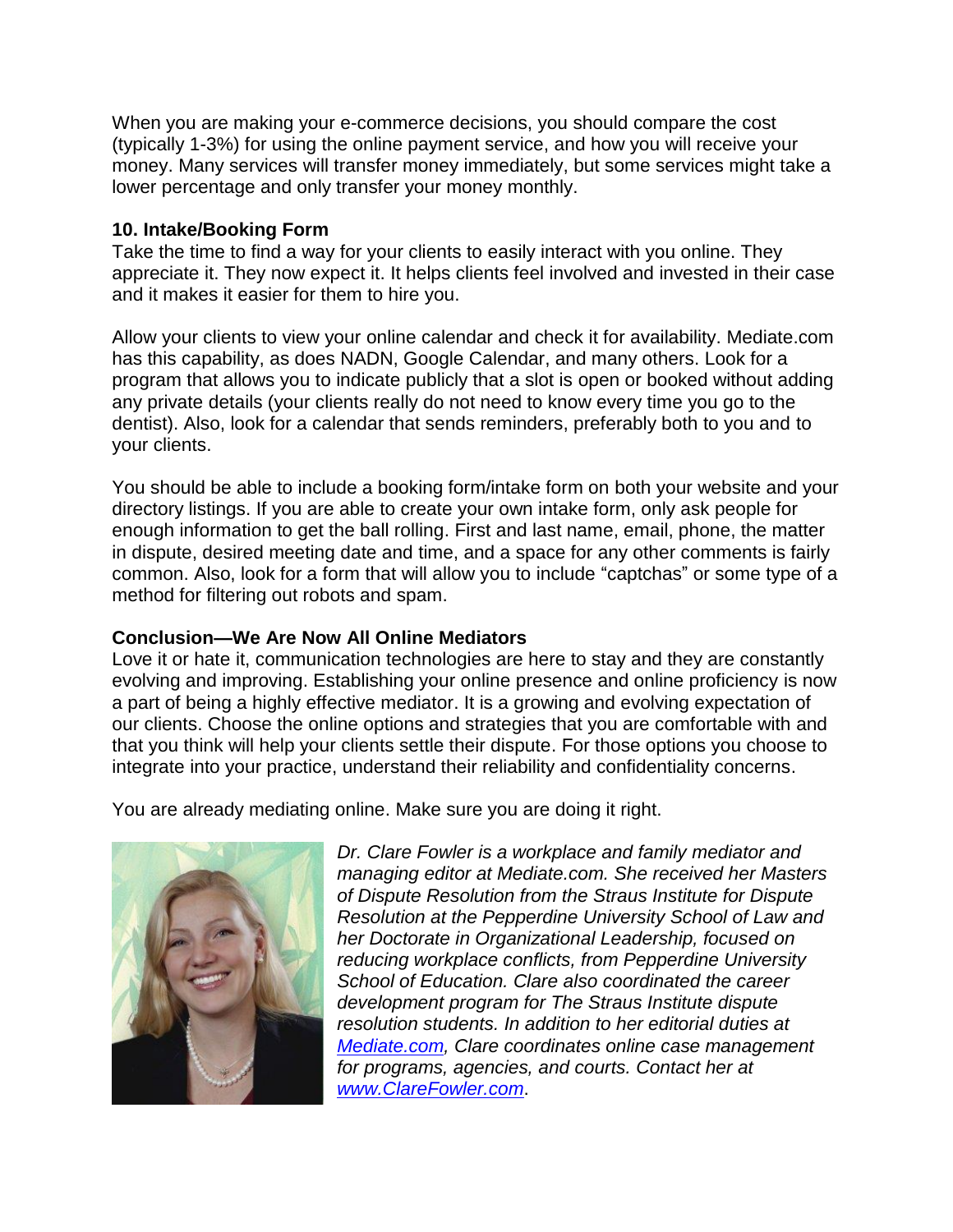When you are making your e-commerce decisions, you should compare the cost (typically 1-3%) for using the online payment service, and how you will receive your money. Many services will transfer money immediately, but some services might take a lower percentage and only transfer your money monthly.

**10. Intake/Booking Form**

Take the time to find a way for your clients to easily interact with you online. They appreciate it. They now expect it. It helps clients feel involved and invested in their case and it makes it easier for them to hire you.

Allow your clients to view your online calendar and check it for availability. Mediate.com has this capability, as does NADN, Google Calendar, and many others. Look for a program that allows you to indicate publicly that a slot is open or booked without adding any private details (your clients really do not need to know every time you go to the dentist). Also, look for a calendar that sends reminders, preferably both to you and to your clients.

You should be able to include a booking form/intake form on both your website and your directory listings. If you are able to create your own intake form, only ask people for enough information to get the ball rolling. First and last name, email, phone, the matter in dispute, desired meeting date and time, and a space for any other comments is fairly common. Also, look for a form that will allow you to include "captchas" or some type of a method for filtering out robots and spam.

**Conclusion—We Are Now All Online Mediators**

Love it or hate it, communication technologies are here to stay and they are constantly evolving and improving. Establishing your online presence and online proficiency is now a part of being a highly effective mediator. It is a growing and evolving expectation of our clients. Choose the online options and strategies that you are comfortable with and that you think will help your clients settle their dispute. For those options you choose to integrate into your practice, understand their reliability and confidentiality concerns.

You are already mediating online. Make sure you are doing it right.

*Dr. Clare Fowler is a workplace and family mediator and managing editor at Mediate.com. She received her Masters of Dispute Resolution from the Straus Institute for Dispute Resolution at the Pepperdine University School of Law and her Doctorate in Organizational Leadership, focused on reducing workplace conflicts, from Pepperdine University School of Education. Clare also coordinated the career development program for The Straus Institute dispute resolution students. In addition to her editorial duties at [Mediate.com](Mediate.com), Clare coordinates online case management for programs, agencies, and courts. Contact her at [www.ClareFowler.com](www.ClareFowler.com).*